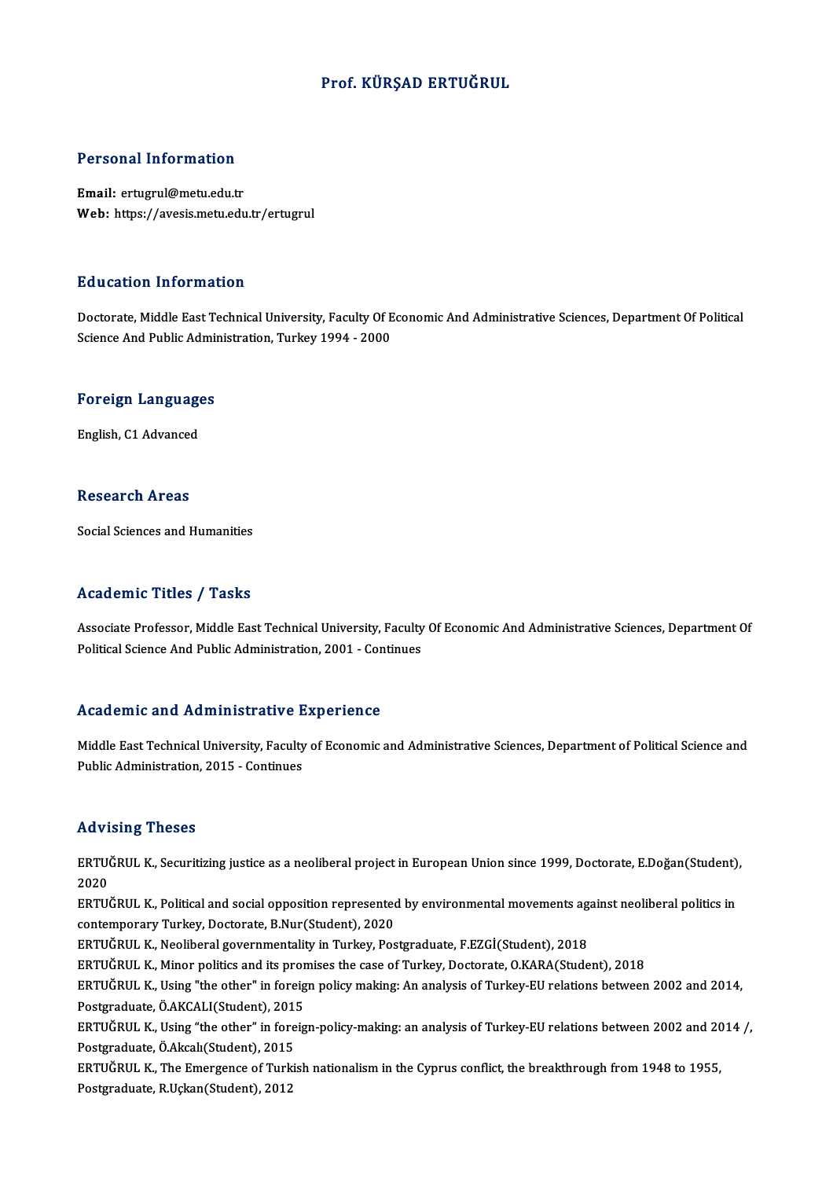# Prof. KÜRŞAD ERTUĞRUL

## Personal Information

**Email:** ertugrul@metu.edu.tr
**Web:** https://avesis.metu.edu.tr/ertugrul

## Education Information

Doctorate, Middle East Technical University, Faculty Of Economic And Administrative Sciences, Department Of Political Science And Public Administration, Turkey 1994 - 2000

## Foreign Languages

English, C1 Advanced

## Research Areas

Social Sciences and Humanities

## Academic Titles / Tasks

Associate Professor, Middle East Technical University, Faculty Of Economic And Administrative Sciences, Department Of Political Science And Public Administration, 2001 - Continues

## Academic and Administrative Experience

Middle East Technical University, Faculty of Economic and Administrative Sciences, Department of Political Science and Public Administration, 2015 - Continues

## Advising Theses

ERTUĞRUL K., Securitizing justice as a neoliberal project in European Union since 1999, Doctorate, E.Doğan(Student), 2020

ERTUĞRUL K., Political and social opposition represented by environmental movements against neoliberal politics in contemporary Turkey, Doctorate, B.Nur(Student), 2020

ERTUĞRUL K., Neoliberal governmentality in Turkey, Postgraduate, F.EZGİ(Student), 2018

ERTUĞRUL K., Minor politics and its promises the case of Turkey, Doctorate, O.KARA(Student), 2018

ERTUĞRUL K., Using "the other" in foreign policy making: An analysis of Turkey-EU relations between 2002 and 2014, Postgraduate, Ö.AKCALI(Student), 2015

ERTUĞRUL K., Using "the other" in foreign-policy-making: an analysis of Turkey-EU relations between 2002 and 2014 /, Postgraduate, Ö.Akcalı(Student), 2015

ERTUĞRUL K., The Emergence of Turkish nationalism in the Cyprus conflict, the breakthrough from 1948 to 1955, Postgraduate, R.Uçkan(Student), 2012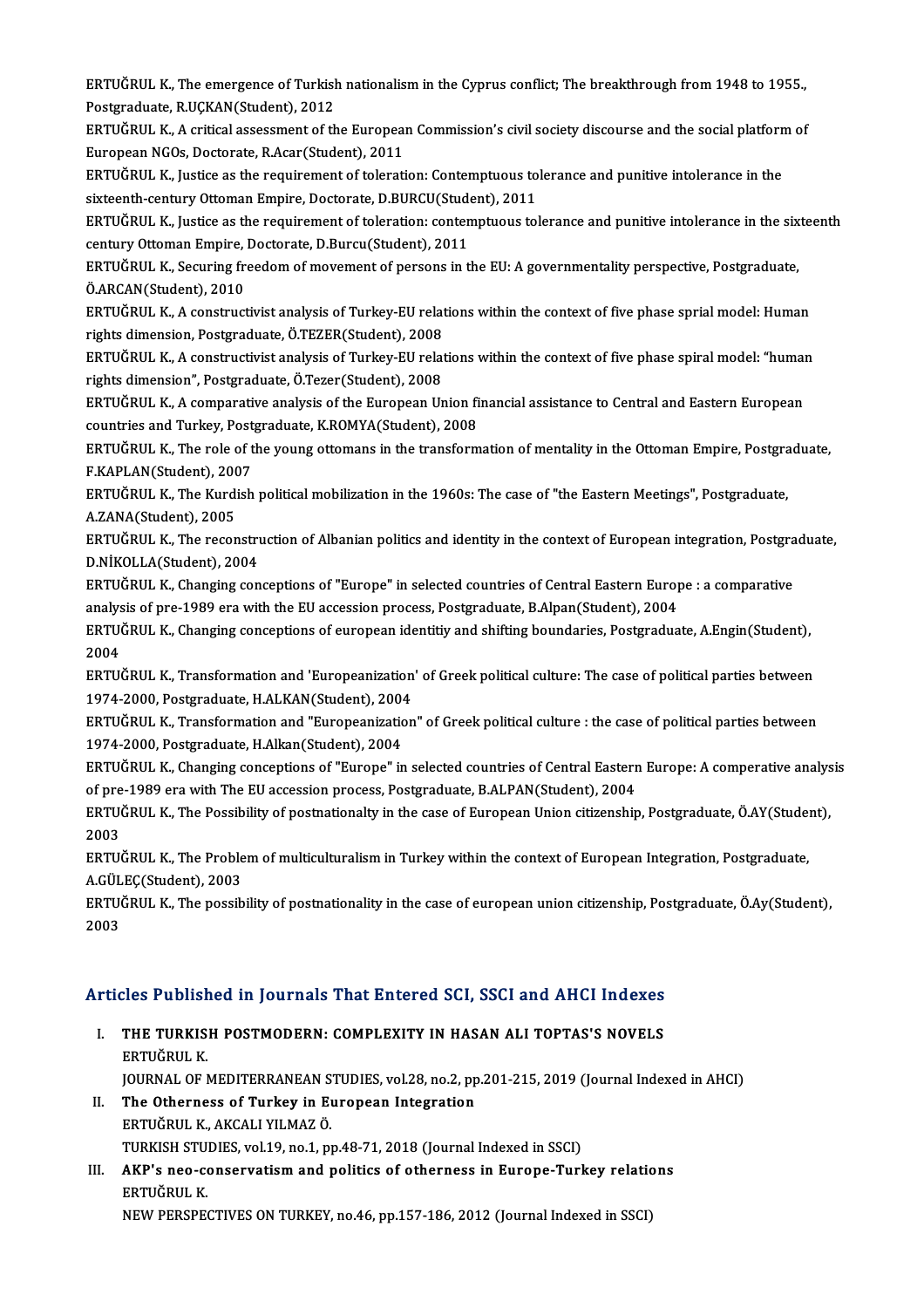ERTUĞRUL K., The emergence of Turkish nationalism in the Cyprus conflict; The breakthrough from 1948 to 1955., Postgraduate, R.UÇKAN(Student), 2012

ERTUĞRUL K., A critical assessment of the European Commission's civil society discourse and the social platform of European NGOs, Doctorate, R.Acar(Student), 2011

ERTUĞRUL K., Justice as the requirement of toleration: Contemptuous tolerance and punitive intolerance in the sixteenth-century Ottoman Empire, Doctorate, D.BURCU(Student), 2011

ERTUĞRUL K., Justice as the requirement of toleration: contemptuous tolerance and punitive intolerance in the sixteenth century Ottoman Empire, Doctorate, D.Burcu(Student), 2011

ERTUĞRUL K., Securing freedom of movement of persons in the EU: A governmentality perspective, Postgraduate, Ö.ARCAN(Student), 2010

ERTUĞRUL K., A constructivist analysis of Turkey-EU relations within the context of five phase sprial model: Human rights dimension, Postgraduate, Ö.TEZER(Student), 2008

ERTUĞRUL K., A constructivist analysis of Turkey-EU relations within the context of five phase spiral model: "human rights dimension", Postgraduate, Ö.Tezer(Student), 2008

ERTUĞRUL K., A comparative analysis of the European Union financial assistance to Central and Eastern European countries and Turkey, Postgraduate, K.ROMYA(Student), 2008

ERTUĞRUL K., The role of the young ottomans in the transformation of mentality in the Ottoman Empire, Postgraduate, F.KAPLAN(Student), 2007

ERTUĞRUL K., The Kurdish political mobilization in the 1960s: The case of "the Eastern Meetings", Postgraduate, A.ZANA(Student), 2005

ERTUĞRUL K., The reconstruction of Albanian politics and identity in the context of European integration, Postgraduate, D.NİKOLLA(Student), 2004

ERTUĞRUL K., Changing conceptions of "Europe" in selected countries of Central Eastern Europe : a comparative analysis of pre-1989 era with the EU accession process, Postgraduate, B.Alpan(Student), 2004

ERTUĞRUL K., Changing conceptions of european identitiy and shifting boundaries, Postgraduate, A.Engin(Student), 2004

ERTUĞRUL K., Transformation and 'Europeanization' of Greek political culture: The case of political parties between 1974-2000, Postgraduate, H.ALKAN(Student), 2004

ERTUĞRUL K., Transformation and "Europeanization" of Greek political culture : the case of political parties between 1974-2000, Postgraduate, H.Alkan(Student), 2004

ERTUĞRUL K., Changing conceptions of "Europe" in selected countries of Central Eastern Europe: A comperative analysis of pre-1989 era with The EU accession process, Postgraduate, B.ALPAN(Student), 2004

ERTUĞRUL K., The Possibility of postnationalty in the case of European Union citizenship, Postgraduate, Ö.AY(Student), 2003

ERTUĞRUL K., The Problem of multiculturalism in Turkey within the context of European Integration, Postgraduate, A.GÜLEÇ(Student), 2003

ERTUĞRUL K., The possibility of postnationality in the case of european union citizenship, Postgraduate, Ö.Ay(Student), 2003

## Articles Published in Journals That Entered SCI, SSCI and AHCI Indexes

I. **THE TURKISH POSTMODERN: COMPLEXITY IN HASAN ALI TOPTAS'S NOVELS**
   ERTUĞRUL K.
   JOURNAL OF MEDITERRANEAN STUDIES, vol.28, no.2, pp.201-215, 2019 (Journal Indexed in AHCI)

II. **The Otherness of Turkey in European Integration**
   ERTUĞRUL K., AKCALI YILMAZ Ö.
   TURKISH STUDIES, vol.19, no.1, pp.48-71, 2018 (Journal Indexed in SSCI)

III. **AKP's neo-conservatism and politics of otherness in Europe-Turkey relations**
   ERTUĞRUL K.
   NEW PERSPECTIVES ON TURKEY, no.46, pp.157-186, 2012 (Journal Indexed in SSCI)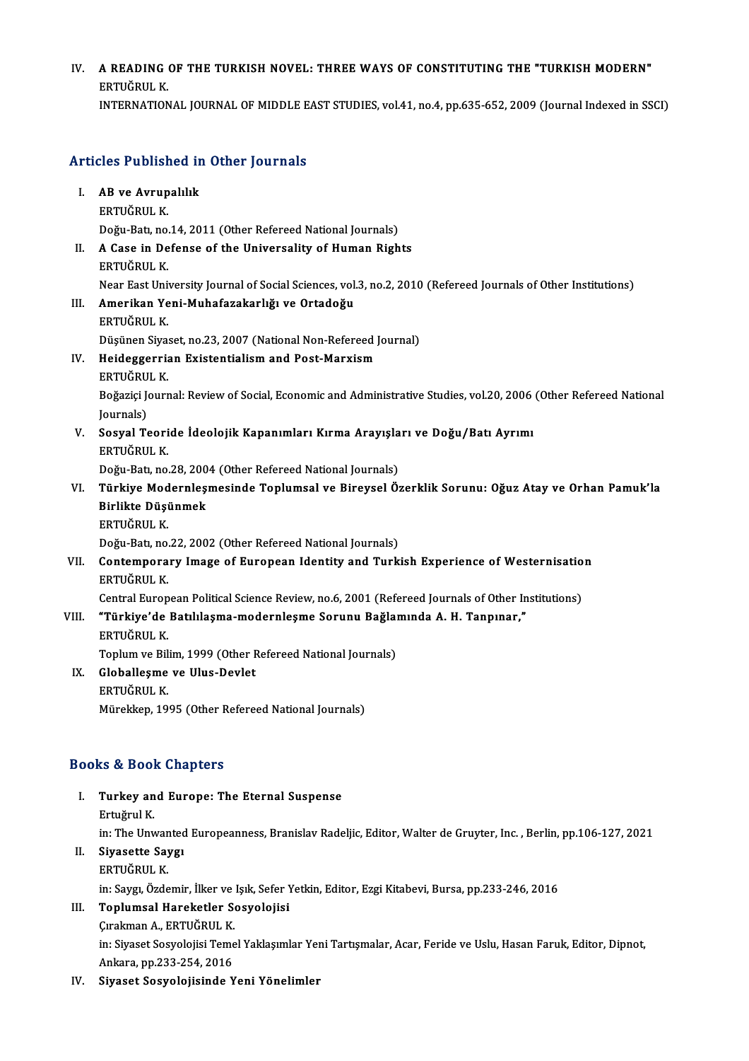IV. **A READING OF THE TURKISH NOVEL: THREE WAYS OF CONSTITUTING THE "TURKISH MODERN"**
ERTUĞRUL K.
INTERNATIONAL JOURNAL OF MIDDLE EAST STUDIES, vol.41, no.4, pp.635-652, 2009 (Journal Indexed in SSCI)

## Articles Published in Other Journals

I. **AB ve Avrupalılık**
ERTUĞRUL K.
Doğu-Batı, no.14, 2011 (Other Refereed National Journals)

II. **A Case in Defense of the Universality of Human Rights**
ERTUĞRUL K.
Near East University Journal of Social Sciences, vol.3, no.2, 2010 (Refereed Journals of Other Institutions)

III. **Amerikan Yeni-Muhafazakarlığı ve Ortadoğu**
ERTUĞRUL K.
Düşünen Siyaset, no.23, 2007 (National Non-Refereed Journal)

IV. **Heideggerrian Existentialism and Post-Marxism**
ERTUĞRUL K.
Boğaziçi Journal: Review of Social, Economic and Administrative Studies, vol.20, 2006 (Other Refereed National Journals)

V. **Sosyal Teoride İdeolojik Kapanımları Kırma Arayışları ve Doğu/Batı Ayrımı**
ERTUĞRUL K.
Doğu-Batı, no.28, 2004 (Other Refereed National Journals)

VI. **Türkiye Modernleşmesinde Toplumsal ve Bireysel Özerklik Sorunu: Oğuz Atay ve Orhan Pamuk'la Birlikte Düşünmek**
ERTUĞRUL K.
Doğu-Batı, no.22, 2002 (Other Refereed National Journals)

VII. **Contemporary Image of European Identity and Turkish Experience of Westernisation**
ERTUĞRUL K.
Central European Political Science Review, no.6, 2001 (Refereed Journals of Other Institutions)

VIII. **"Türkiye'de Batılılaşma-modernleşme Sorunu Bağlamında A. H. Tanpınar,"**
ERTUĞRUL K.
Toplum ve Bilim, 1999 (Other Refereed National Journals)

IX. **Globalleşme ve Ulus-Devlet**
ERTUĞRUL K.
Mürekkep, 1995 (Other Refereed National Journals)

## Books & Book Chapters

I. **Turkey and Europe: The Eternal Suspense**
Ertuğrul K.
in: The Unwanted Europeanness, Branislav Radeljic, Editor, Walter de Gruyter, Inc. , Berlin, pp.106-127, 2021

II. **Siyasette Saygı**
ERTUĞRUL K.
in: Saygı, Özdemir, İlker ve Işık, Sefer Yetkin, Editor, Ezgi Kitabevi, Bursa, pp.233-246, 2016

III. **Toplumsal Hareketler Sosyolojisi**
Çırakman A., ERTUĞRUL K.
in: Siyaset Sosyolojisi Temel Yaklaşımlar Yeni Tartışmalar, Acar, Feride ve Uslu, Hasan Faruk, Editor, Dipnot, Ankara, pp.233-254, 2016

IV. **Siyaset Sosyolojisinde Yeni Yönelimler**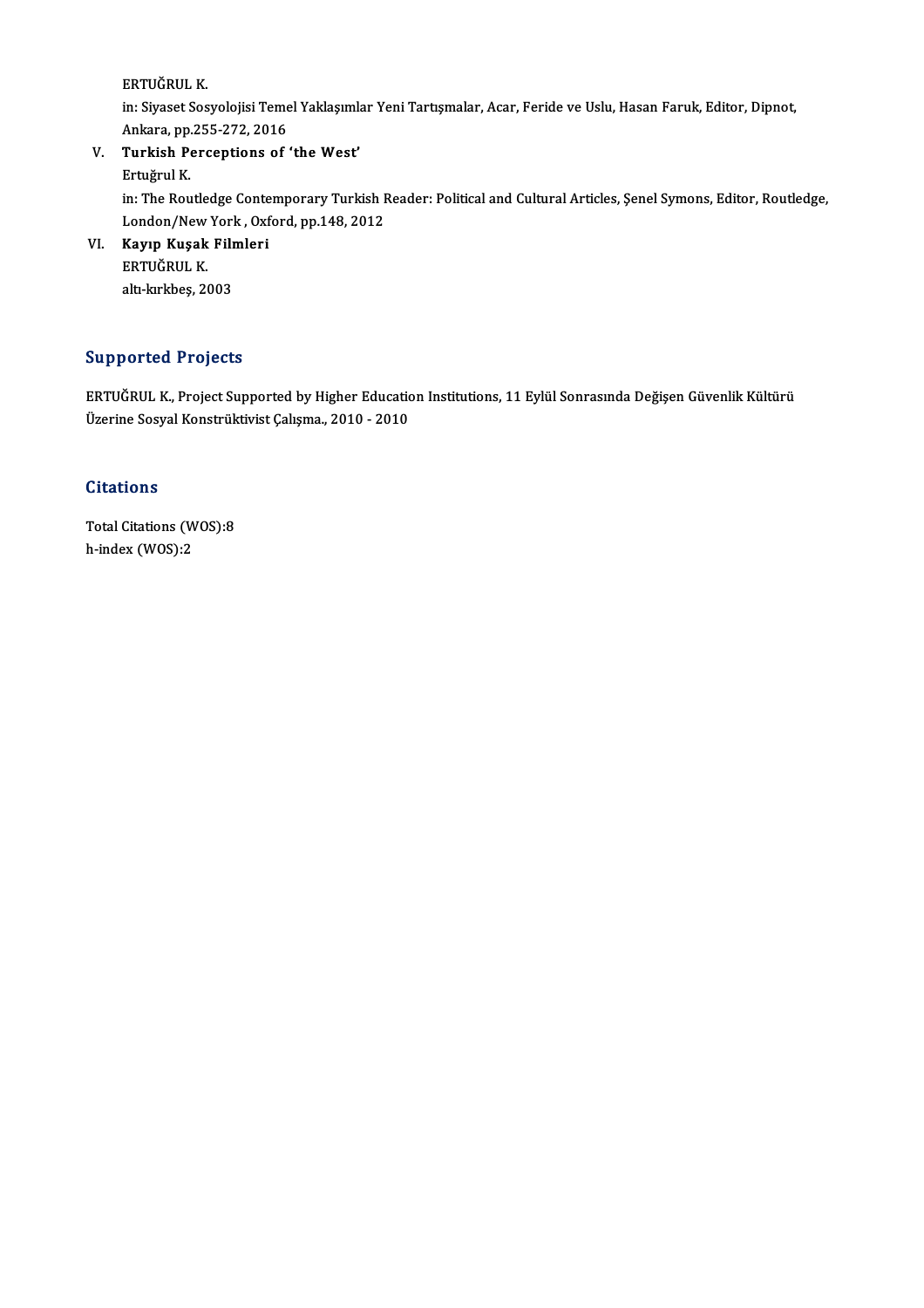ERTUĞRUL K.
in: Siyaset Sosyolojisi Temel Yaklaşımlar Yeni Tartışmalar, Acar, Feride ve Uslu, Hasan Faruk, Editor, Dipnot, Ankara, pp.255-272, 2016

V. **Turkish Perceptions of 'the West'**
Ertuğrul K.
in: The Routledge Contemporary Turkish Reader: Political and Cultural Articles, Şenel Symons, Editor, Routledge, London/New York , Oxford, pp.148, 2012

VI. **Kayıp Kuşak Filmleri**
ERTUĞRUL K.
altı-kırkbeş, 2003

## Supported Projects

ERTUĞRUL K., Project Supported by Higher Education Institutions, 11 Eylül Sonrasında Değişen Güvenlik Kültürü Üzerine Sosyal Konstrüktivist Çalışma., 2010 - 2010

## Citations

Total Citations (WOS):8
h-index (WOS):2